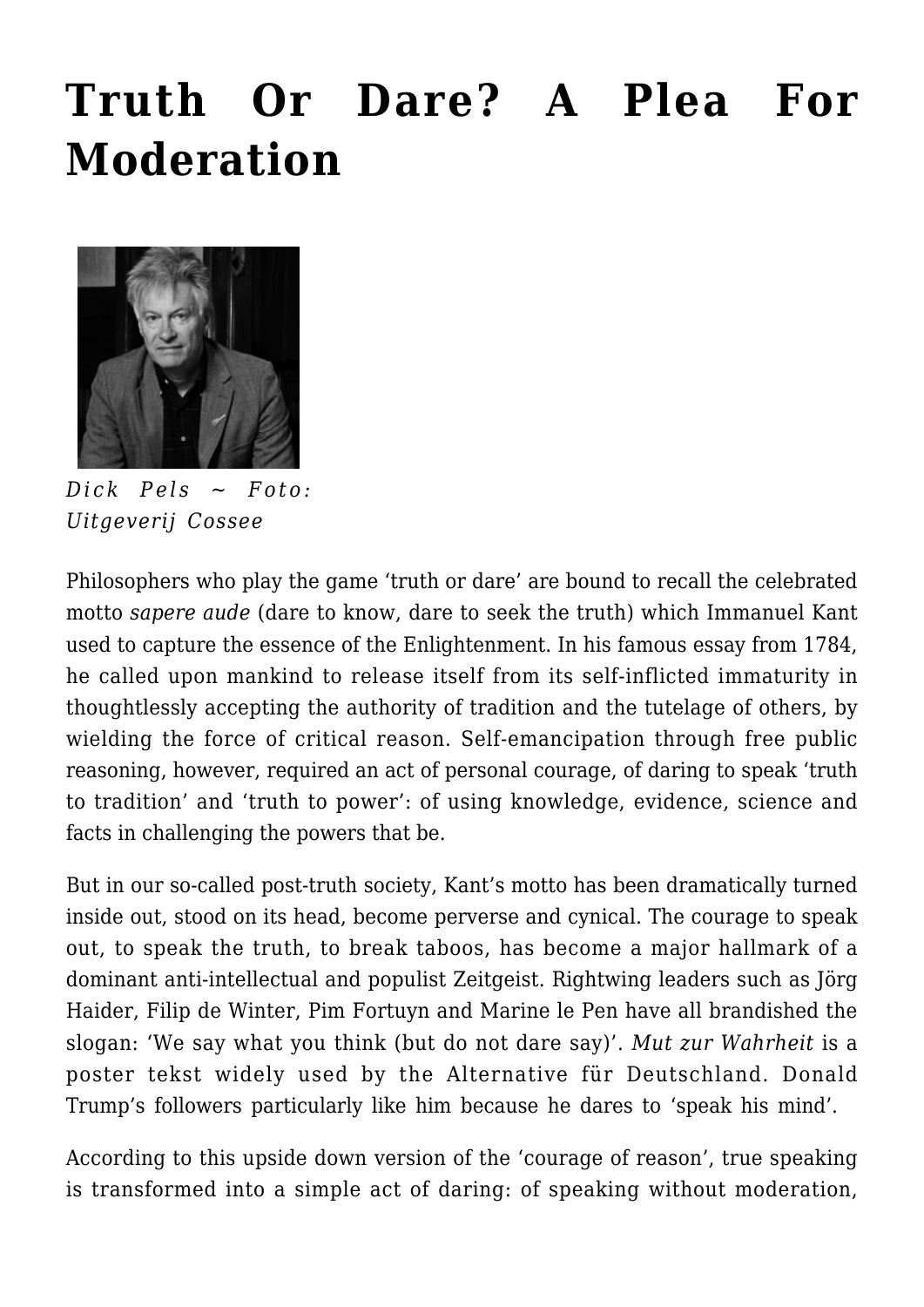# Truth Or Dare? A Plea For Moderation

*Dick Pels ~ Foto: Uitgeverij Cossee*

Philosophers who play the game 'truth or dare' are bound to recall the celebrated motto *sapere aude* (dare to know, dare to seek the truth) which Immanuel Kant used to capture the essence of the Enlightenment. In his famous essay from 1784, he called upon mankind to release itself from its self-inflicted immaturity in thoughtlessly accepting the authority of tradition and the tutelage of others, by wielding the force of critical reason. Self-emancipation through free public reasoning, however, required an act of personal courage, of daring to speak 'truth to tradition' and 'truth to power': of using knowledge, evidence, science and facts in challenging the powers that be.

But in our so-called post-truth society, Kant's motto has been dramatically turned inside out, stood on its head, become perverse and cynical. The courage to speak out, to speak the truth, to break taboos, has become a major hallmark of a dominant anti-intellectual and populist Zeitgeist. Rightwing leaders such as Jörg Haider, Filip de Winter, Pim Fortuyn and Marine le Pen have all brandished the slogan: 'We say what you think (but do not dare say)'. *Mut zur Wahrheit* is a poster tekst widely used by the Alternative für Deutschland. Donald Trump's followers particularly like him because he dares to 'speak his mind'.

According to this upside down version of the 'courage of reason', true speaking is transformed into a simple act of daring: of speaking without moderation,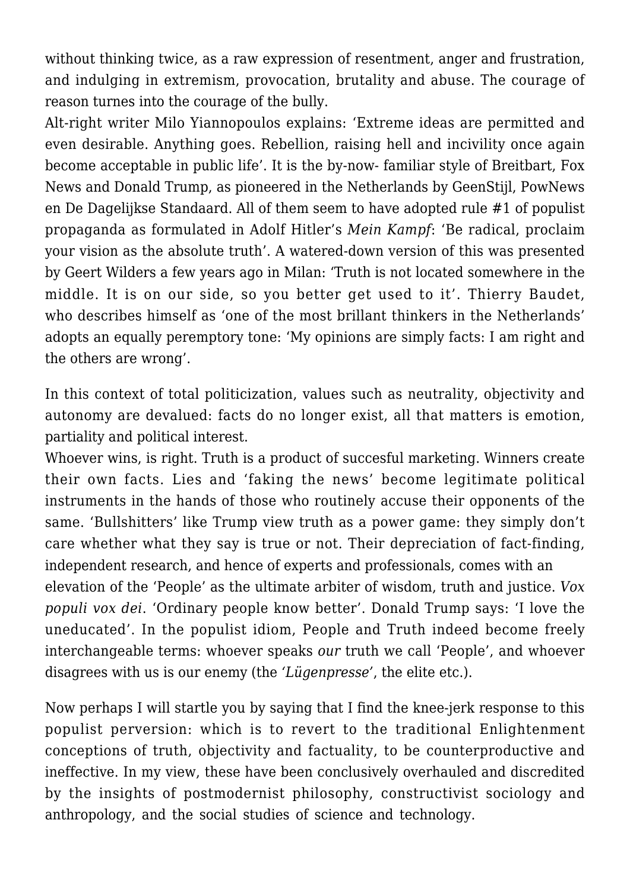without thinking twice, as a raw expression of resentment, anger and frustration, and indulging in extremism, provocation, brutality and abuse. The courage of reason turnes into the courage of the bully.

Alt-right writer Milo Yiannopoulos explains: 'Extreme ideas are permitted and even desirable. Anything goes. Rebellion, raising hell and incivility once again become acceptable in public life'. It is the by-now- familiar style of Breitbart, Fox News and Donald Trump, as pioneered in the Netherlands by GeenStijl, PowNews en De Dagelijkse Standaard. All of them seem to have adopted rule #1 of populist propaganda as formulated in Adolf Hitler's *Mein Kampf*: 'Be radical, proclaim your vision as the absolute truth'. A watered-down version of this was presented by Geert Wilders a few years ago in Milan: 'Truth is not located somewhere in the middle. It is on our side, so you better get used to it'. Thierry Baudet, who describes himself as 'one of the most brillant thinkers in the Netherlands' adopts an equally peremptory tone: 'My opinions are simply facts: I am right and the others are wrong'.

In this context of total politicization, values such as neutrality, objectivity and autonomy are devalued: facts do no longer exist, all that matters is emotion, partiality and political interest.

Whoever wins, is right. Truth is a product of succesful marketing. Winners create their own facts. Lies and 'faking the news' become legitimate political instruments in the hands of those who routinely accuse their opponents of the same. 'Bullshitters' like Trump view truth as a power game: they simply don't care whether what they say is true or not. Their depreciation of fact-finding, independent research, and hence of experts and professionals, comes with an elevation of the 'People' as the ultimate arbiter of wisdom, truth and justice. *Vox populi vox dei*. 'Ordinary people know better'. Donald Trump says: 'I love the uneducated'. In the populist idiom, People and Truth indeed become freely interchangeable terms: whoever speaks *our* truth we call 'People', and whoever disagrees with us is our enemy (the *'Lügenpresse'*, the elite etc.).

Now perhaps I will startle you by saying that I find the knee-jerk response to this populist perversion: which is to revert to the traditional Enlightenment conceptions of truth, objectivity and factuality, to be counterproductive and ineffective. In my view, these have been conclusively overhauled and discredited by the insights of postmodernist philosophy, constructivist sociology and anthropology, and the social studies of science and technology.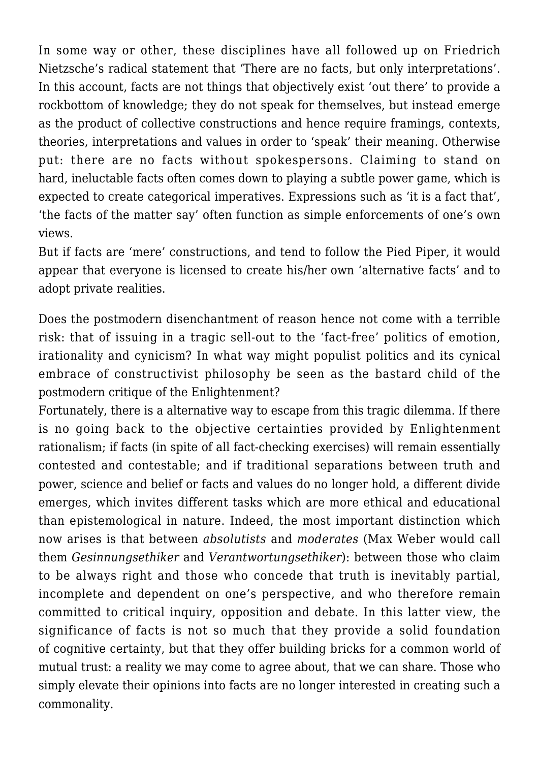In some way or other, these disciplines have all followed up on Friedrich Nietzsche's radical statement that 'There are no facts, but only interpretations'. In this account, facts are not things that objectively exist 'out there' to provide a rockbottom of knowledge; they do not speak for themselves, but instead emerge as the product of collective constructions and hence require framings, contexts, theories, interpretations and values in order to 'speak' their meaning. Otherwise put: there are no facts without spokespersons. Claiming to stand on hard, ineluctable facts often comes down to playing a subtle power game, which is expected to create categorical imperatives. Expressions such as 'it is a fact that', 'the facts of the matter say' often function as simple enforcements of one's own views.

But if facts are 'mere' constructions, and tend to follow the Pied Piper, it would appear that everyone is licensed to create his/her own 'alternative facts' and to adopt private realities.

Does the postmodern disenchantment of reason hence not come with a terrible risk: that of issuing in a tragic sell-out to the 'fact-free' politics of emotion, irationality and cynicism? In what way might populist politics and its cynical embrace of constructivist philosophy be seen as the bastard child of the postmodern critique of the Enlightenment?

Fortunately, there is a alternative way to escape from this tragic dilemma. If there is no going back to the objective certainties provided by Enlightenment rationalism; if facts (in spite of all fact-checking exercises) will remain essentially contested and contestable; and if traditional separations between truth and power, science and belief or facts and values do no longer hold, a different divide emerges, which invites different tasks which are more ethical and educational than epistemological in nature. Indeed, the most important distinction which now arises is that between *absolutists* and *moderates* (Max Weber would call them *Gesinnungsethiker* and *Verantwortungsethiker*): between those who claim to be always right and those who concede that truth is inevitably partial, incomplete and dependent on one's perspective, and who therefore remain committed to critical inquiry, opposition and debate. In this latter view, the significance of facts is not so much that they provide a solid foundation of cognitive certainty, but that they offer building bricks for a common world of mutual trust: a reality we may come to agree about, that we can share. Those who simply elevate their opinions into facts are no longer interested in creating such a commonality.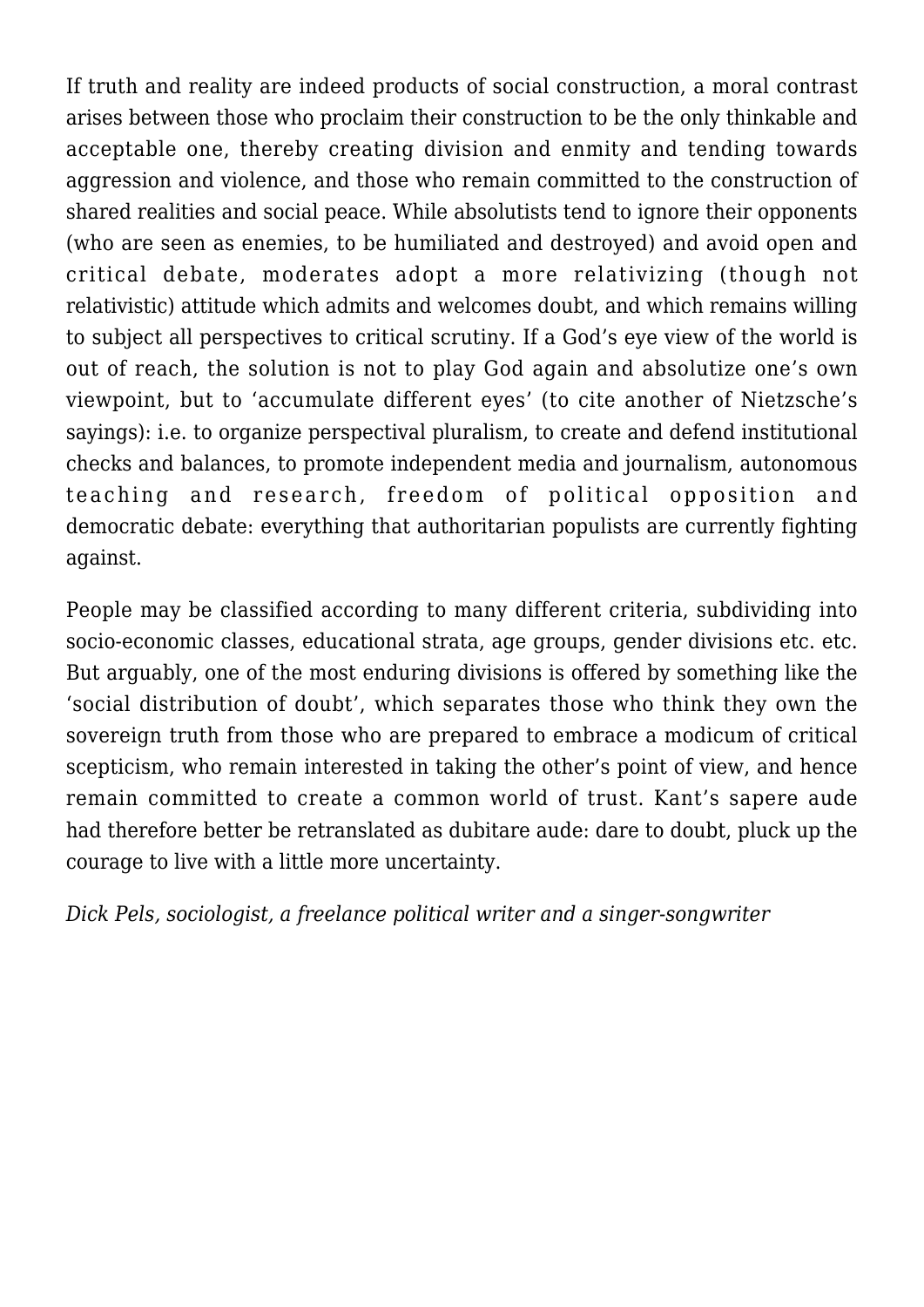If truth and reality are indeed products of social construction, a moral contrast arises between those who proclaim their construction to be the only thinkable and acceptable one, thereby creating division and enmity and tending towards aggression and violence, and those who remain committed to the construction of shared realities and social peace. While absolutists tend to ignore their opponents (who are seen as enemies, to be humiliated and destroyed) and avoid open and critical debate, moderates adopt a more relativizing (though not relativistic) attitude which admits and welcomes doubt, and which remains willing to subject all perspectives to critical scrutiny. If a God's eye view of the world is out of reach, the solution is not to play God again and absolutize one's own viewpoint, but to 'accumulate different eyes' (to cite another of Nietzsche's sayings): i.e. to organize perspectival pluralism, to create and defend institutional checks and balances, to promote independent media and journalism, autonomous teaching and research, freedom of political opposition and democratic debate: everything that authoritarian populists are currently fighting against.

People may be classified according to many different criteria, subdividing into socio-economic classes, educational strata, age groups, gender divisions etc. etc. But arguably, one of the most enduring divisions is offered by something like the 'social distribution of doubt', which separates those who think they own the sovereign truth from those who are prepared to embrace a modicum of critical scepticism, who remain interested in taking the other's point of view, and hence remain committed to create a common world of trust. Kant's sapere aude had therefore better be retranslated as dubitare aude: dare to doubt, pluck up the courage to live with a little more uncertainty.

*Dick Pels, sociologist, a freelance political writer and a singer-songwriter*